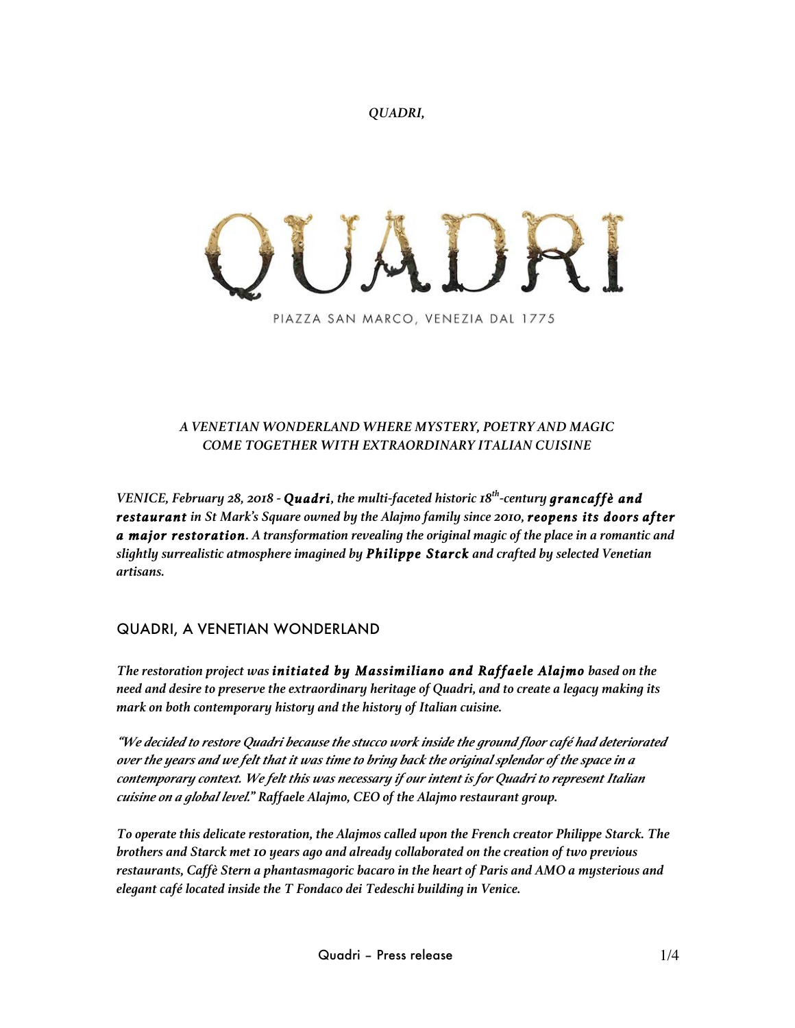*QUADRI,*

QUADRI

PIAZZA SAN MARCO, VENEZIA DAL 1775

*A VENETIAN WONDERLAND WHERE MYSTERY, POETRY AND MAGIC COME TOGETHER WITH EXTRAORDINARY ITALIAN CUISINE*

*VENICE, February 28, 2018 - **Quadri**, the multi-faceted historic 18th-century **grancaffè and restaurant** in St Mark's Square owned by the Alajmo family since 2010, **reopens its doors after a major restoration**. A transformation revealing the original magic of the place in a romantic and slightly surrealistic atmosphere imagined by **Philippe Starck** and crafted by selected Venetian artisans.*

## QUADRI, A VENETIAN WONDERLAND

*The restoration project was **initiated by Massimiliano and Raffaele Alajmo** based on the need and desire to preserve the extraordinary heritage of Quadri, and to create a legacy making its mark on both contemporary history and the history of Italian cuisine.*

*"We decided to restore Quadri because the stucco work inside the ground floor café had deteriorated over the years and we felt that it was time to bring back the original splendor of the space in a contemporary context. We felt this was necessary if our intent is for Quadri to represent Italian cuisine on a global level." Raffaele Alajmo, CEO of the Alajmo restaurant group.*

*To operate this delicate restoration, the Alajmos called upon the French creator Philippe Starck. The brothers and Starck met 10 years ago and already collaborated on the creation of two previous restaurants, Caffè Stern a phantasmagoric bacaro in the heart of Paris and AMO a mysterious and elegant café located inside the T Fondaco dei Tedeschi building in Venice.*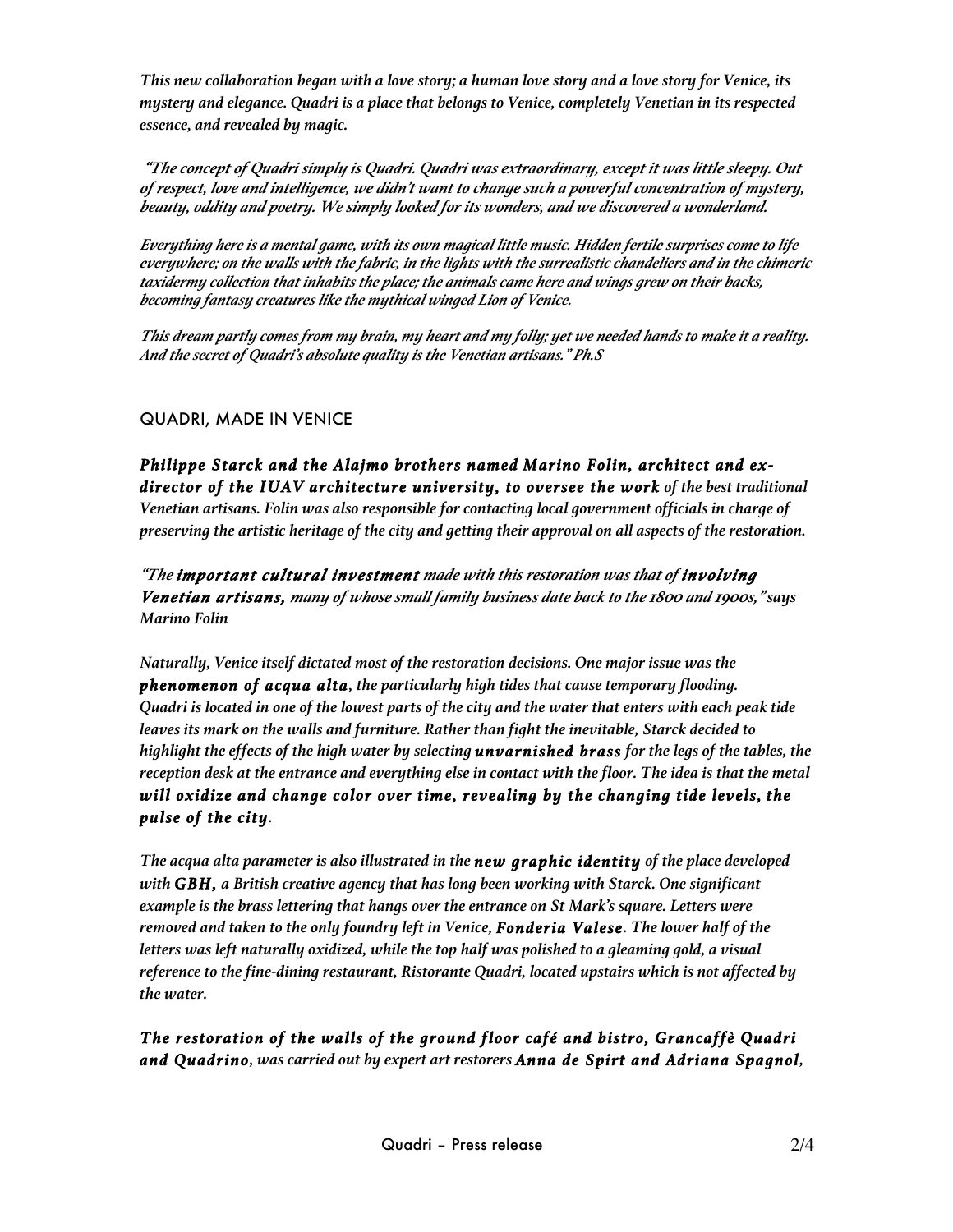*This new collaboration began with a love story; a human love story and a love story for Venice, its mystery and elegance. Quadri is a place that belongs to Venice, completely Venetian in its respected essence, and revealed by magic.*

*"The concept of Quadri simply is Quadri. Quadri was extraordinary, except it was little sleepy. Out of respect, love and intelligence, we didn't want to change such a powerful concentration of mystery, beauty, oddity and poetry. We simply looked for its wonders, and we discovered a wonderland.*

*Everything here is a mental game, with its own magical little music. Hidden fertile surprises come to life everywhere; on the walls with the fabric, in the lights with the surrealistic chandeliers and in the chimeric taxidermy collection that inhabits the place; the animals came here and wings grew on their backs, becoming fantasy creatures like the mythical winged Lion of Venice.*

*This dream partly comes from my brain, my heart and my folly; yet we needed hands to make it a reality. And the secret of Quadri's absolute quality is the Venetian artisans." Ph.S*

## QUADRI, MADE IN VENICE

***Philippe Starck and the Alajmo brothers named Marino Folin, architect and ex-director of the IUAV architecture university, to oversee the work** of the best traditional Venetian artisans. Folin was also responsible for contacting local government officials in charge of preserving the artistic heritage of the city and getting their approval on all aspects of the restoration.*

*"The **important cultural investment** made with this restoration was that of **involving Venetian artisans,** many of whose small family business date back to the 1800 and 1900s," says Marino Folin*

*Naturally, Venice itself dictated most of the restoration decisions. One major issue was the **phenomenon of acqua alta**, the particularly high tides that cause temporary flooding. Quadri is located in one of the lowest parts of the city and the water that enters with each peak tide leaves its mark on the walls and furniture. Rather than fight the inevitable, Starck decided to highlight the effects of the high water by selecting **unvarnished brass** for the legs of the tables, the reception desk at the entrance and everything else in contact with the floor. The idea is that the metal **will oxidize and change color over time, revealing by the changing tide levels, the pulse of the city**.*

*The acqua alta parameter is also illustrated in the **new graphic identity** of the place developed with **GBH,** a British creative agency that has long been working with Starck. One significant example is the brass lettering that hangs over the entrance on St Mark's square. Letters were removed and taken to the only foundry left in Venice, **Fonderia Valese**. The lower half of the letters was left naturally oxidized, while the top half was polished to a gleaming gold, a visual reference to the fine-dining restaurant, Ristorante Quadri, located upstairs which is not affected by the water.*

***The restoration of the walls of the ground floor café and bistro, Grancaffè Quadri and Quadrino**, was carried out by expert art restorers **Anna de Spirt and Adriana Spagnol,***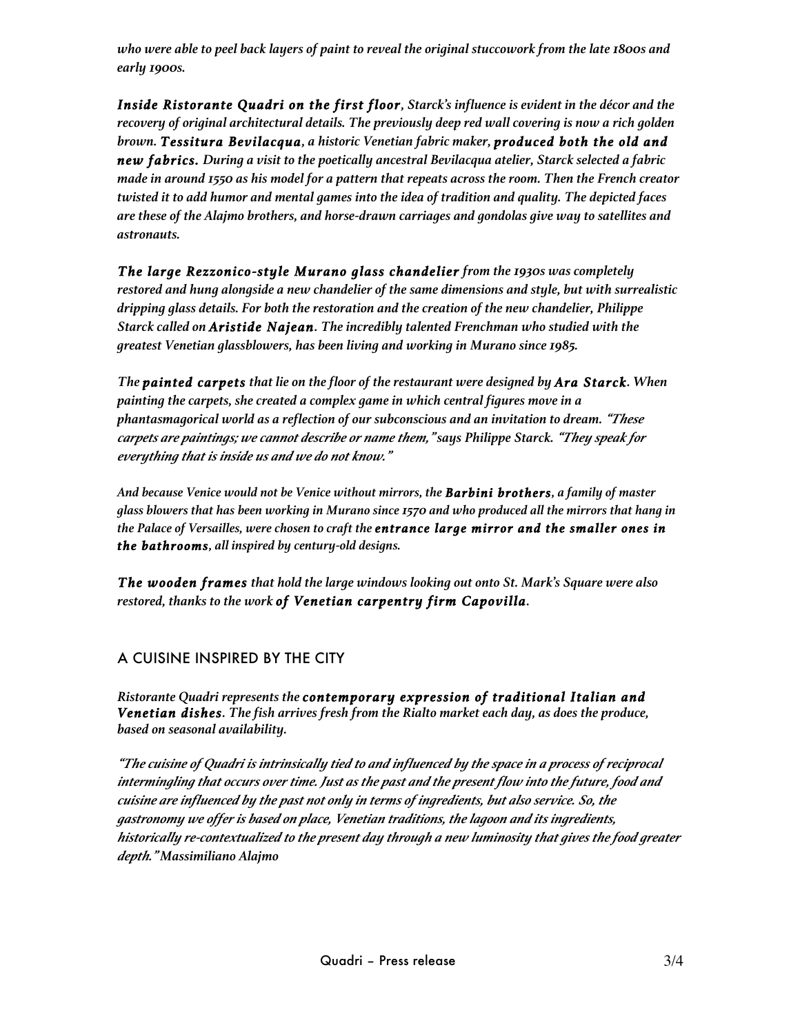*who were able to peel back layers of paint to reveal the original stuccowork from the late 1800s and early 1900s.*

***Inside Ristorante Quadri on the first floor**, Starck's influence is evident in the décor and the recovery of original architectural details. The previously deep red wall covering is now a rich golden brown. **Tessitura Bevilacqua**, a historic Venetian fabric maker, **produced both the old and new fabrics.** During a visit to the poetically ancestral Bevilacqua atelier, Starck selected a fabric made in around 1550 as his model for a pattern that repeats across the room. Then the French creator twisted it to add humor and mental games into the idea of tradition and quality. The depicted faces are these of the Alajmo brothers, and horse-drawn carriages and gondolas give way to satellites and astronauts.*

***The large Rezzonico-style Murano glass chandelier** from the 1930s was completely restored and hung alongside a new chandelier of the same dimensions and style, but with surrealistic dripping glass details. For both the restoration and the creation of the new chandelier, Philippe Starck called on **Aristide Najean**. The incredibly talented Frenchman who studied with the greatest Venetian glassblowers, has been living and working in Murano since 1985.*

*The **painted carpets** that lie on the floor of the restaurant were designed by **Ara Starck**. When painting the carpets, she created a complex game in which central figures move in a phantasmagorical world as a reflection of our subconscious and an invitation to dream. "These carpets are paintings; we cannot describe or name them," says Philippe Starck. "They speak for everything that is inside us and we do not know."*

*And because Venice would not be Venice without mirrors, the **Barbini brothers**, a family of master glass blowers that has been working in Murano since 1570 and who produced all the mirrors that hang in the Palace of Versailles, were chosen to craft the **entrance large mirror and the smaller ones in the bathrooms**, all inspired by century-old designs.*

***The wooden frames** that hold the large windows looking out onto St. Mark's Square were also restored, thanks to the work **of Venetian carpentry firm Capovilla**.*

## A CUISINE INSPIRED BY THE CITY

*Ristorante Quadri represents the **contemporary expression of traditional Italian and Venetian dishes**. The fish arrives fresh from the Rialto market each day, as does the produce, based on seasonal availability.*

*"The cuisine of Quadri is intrinsically tied to and influenced by the space in a process of reciprocal intermingling that occurs over time. Just as the past and the present flow into the future, food and cuisine are influenced by the past not only in terms of ingredients, but also service. So, the gastronomy we offer is based on place, Venetian traditions, the lagoon and its ingredients, historically re-contextualized to the present day through a new luminosity that gives the food greater depth." Massimiliano Alajmo*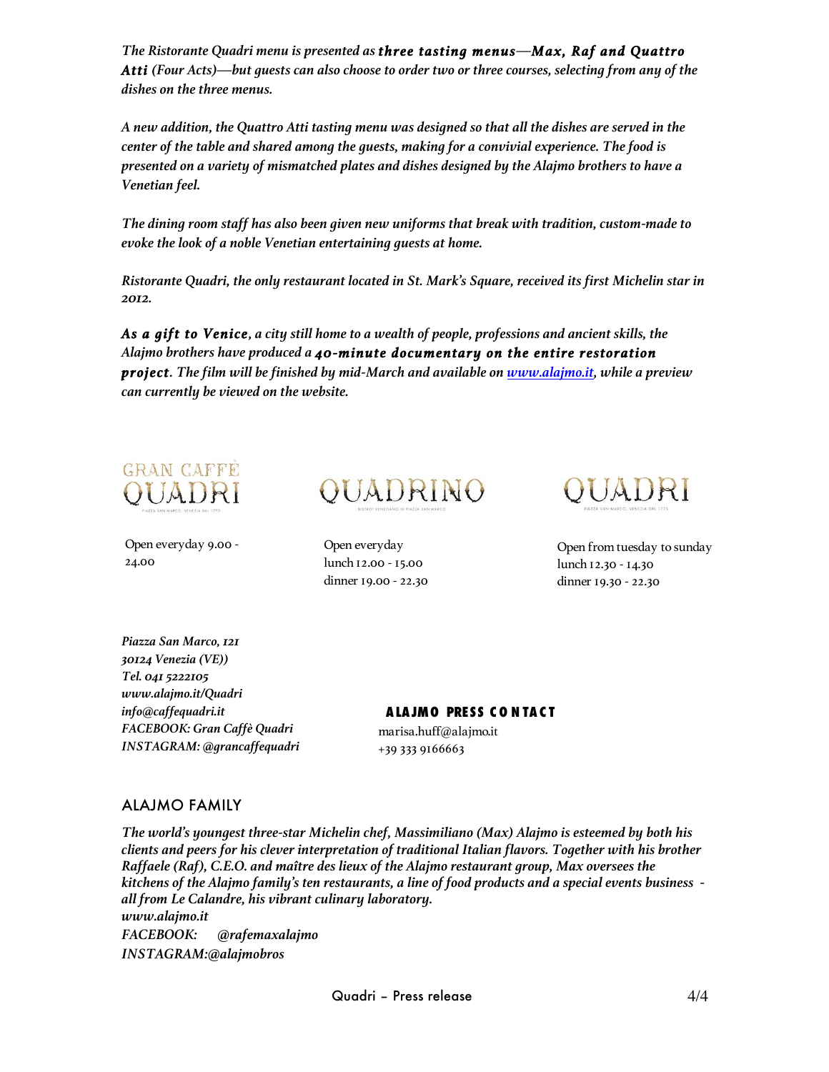*The Ristorante Quadri menu is presented as* ***three tasting menus—Max, Raf and Quattro Atti*** *(Four Acts)—but guests can also choose to order two or three courses, selecting from any of the dishes on the three menus.*

*A new addition, the Quattro Atti tasting menu was designed so that all the dishes are served in the center of the table and shared among the guests, making for a convivial experience. The food is presented on a variety of mismatched plates and dishes designed by the Alajmo brothers to have a Venetian feel.*

*The dining room staff has also been given new uniforms that break with tradition, custom-made to evoke the look of a noble Venetian entertaining guests at home.*

*Ristorante Quadri, the only restaurant located in St. Mark's Square, received its first Michelin star in 2012.*

***As a gift to Venice****, a city still home to a wealth of people, professions and ancient skills, the Alajmo brothers have produced a* ***40-minute documentary on the entire restoration project****. The film will be finished by mid-March and available on [www.alajmo.it](http://www.alajmo.it), while a preview can currently be viewed on the website.*

GRAN CAFFÈ QUADRI
PIAZZA SAN MARCO, VENEZIA DAL 1775

Open everyday 9.00 - 24.00

QUADRINO
BISTROT VENEZIANO IN PIAZZA SAN MARCO

Open everyday
lunch 12.00 - 15.00
dinner 19.00 - 22.30

QUADRI
PIAZZA SAN MARCO, VENEZIA DAL 1775

Open from tuesday to sunday
lunch 12.30 - 14.30
dinner 19.30 - 22.30

*Piazza San Marco, 121*
*30124 Venezia (VE))*
*Tel. 041 5222105*
*www.alajmo.it/Quadri*
*info@caffequadri.it*
*FACEBOOK: Gran Caffè Quadri*
*INSTAGRAM: @grancaffequadri*

**ALAJMO PRESS CONTACT**
marisa.huff@alajmo.it
+39 333 9166663

## ALAJMO FAMILY

***The world's youngest three-star Michelin chef, Massimiliano (Max) Alajmo is esteemed by both his clients and peers for his clever interpretation of traditional Italian flavors. Together with his brother Raffaele (Raf), C.E.O. and maître des lieux of the Alajmo restaurant group, Max oversees the kitchens of the Alajmo family's ten restaurants, a line of food products and a special events business - all from Le Calandre, his vibrant culinary laboratory.***
***www.alajmo.it***
***FACEBOOK: @rafemaxalajmo***
***INSTAGRAM:@alajmobros***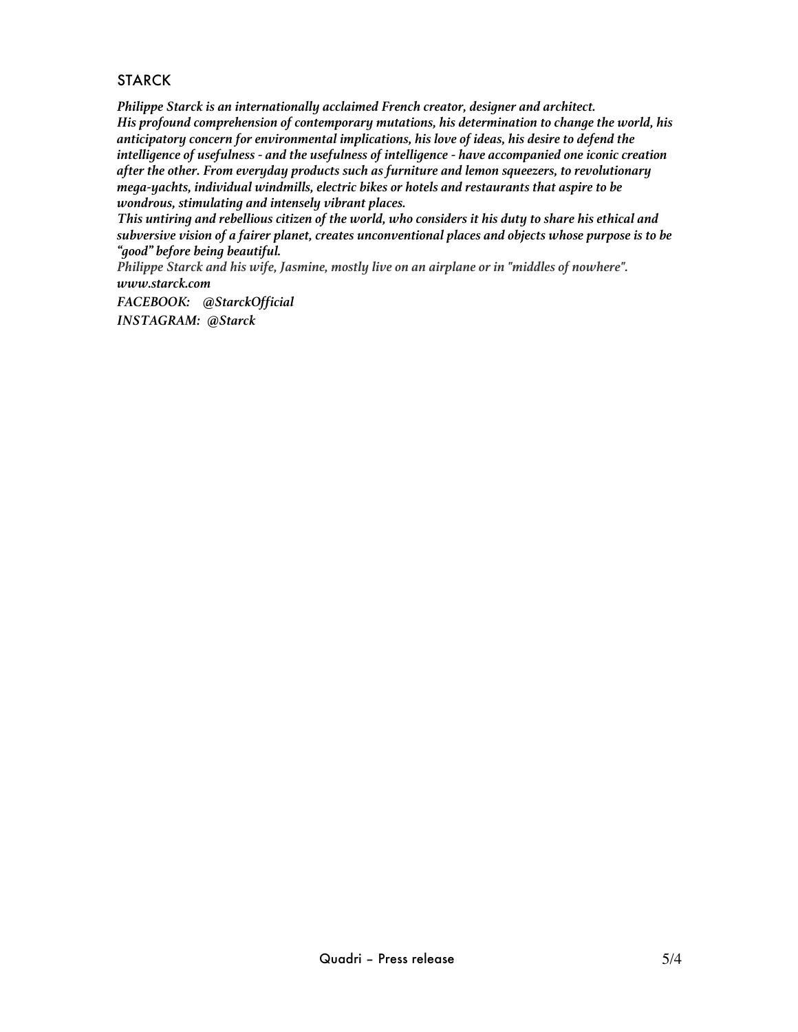## STARCK

***Philippe Starck is an internationally acclaimed French creator, designer and architect.***
***His profound comprehension of contemporary mutations, his determination to change the world, his anticipatory concern for environmental implications, his love of ideas, his desire to defend the intelligence of usefulness - and the usefulness of intelligence - have accompanied one iconic creation after the other. From everyday products such as furniture and lemon squeezers, to revolutionary mega-yachts, individual windmills, electric bikes or hotels and restaurants that aspire to be wondrous, stimulating and intensely vibrant places.***
***This untiring and rebellious citizen of the world, who considers it his duty to share his ethical and subversive vision of a fairer planet, creates unconventional places and objects whose purpose is to be "good" before being beautiful.***
***Philippe Starck and his wife, Jasmine, mostly live on an airplane or in "middles of nowhere".***
***www.starck.com***

*FACEBOOK: @StarckOfficial*

*INSTAGRAM: @Starck*